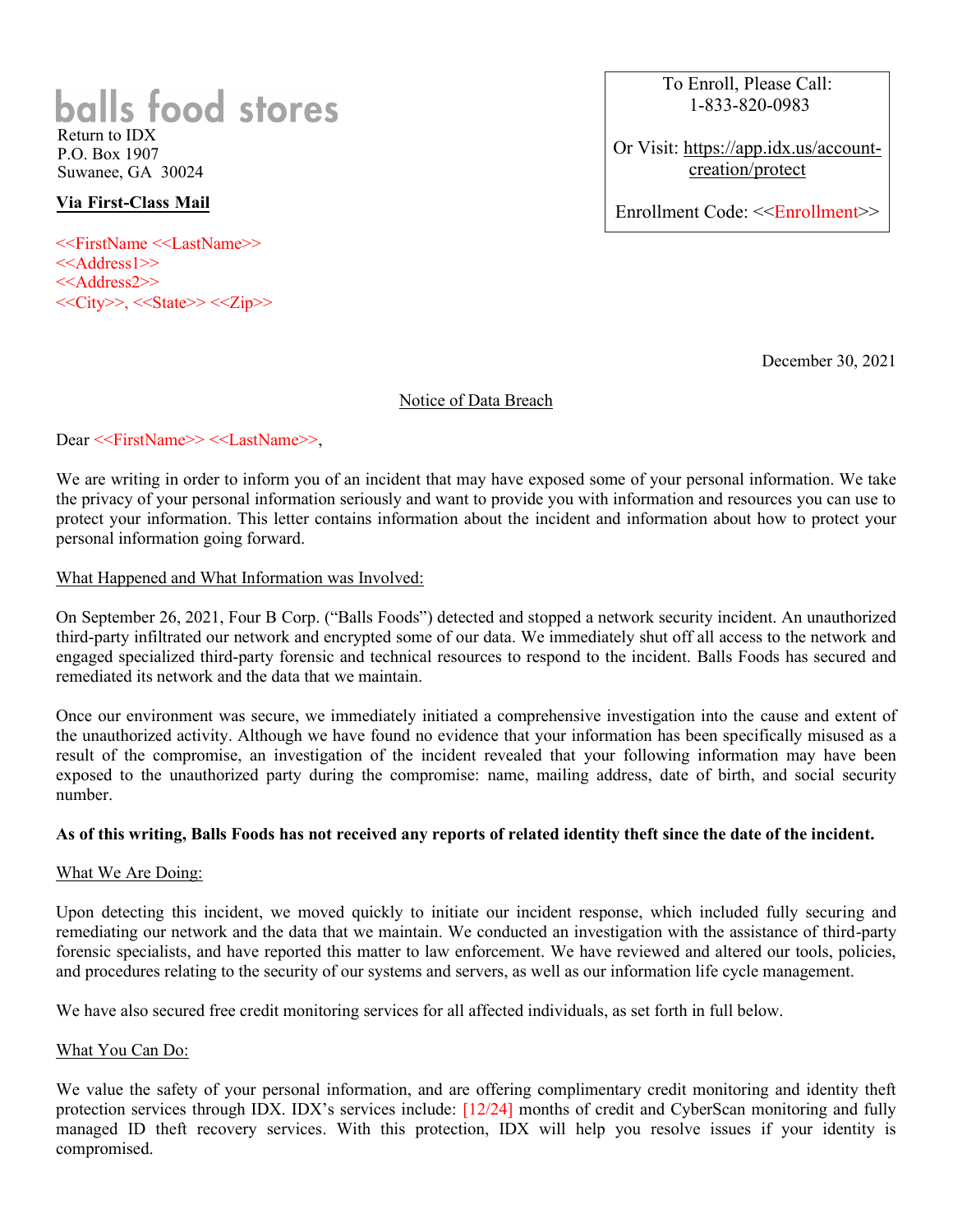balls food stores

Return to IDX
P.O. Box 1907
Suwanee, GA 30024

**Via First-Class Mail**

<<FirstName <<LastName>>
<<Address1>>
<<Address2>>
<<City>>, <<State>> <<Zip>>

To Enroll, Please Call:
1-833-820-0983

Or Visit: https://app.idx.us/account-creation/protect

Enrollment Code: <<Enrollment>>

December 30, 2021

Notice of Data Breach

Dear <<FirstName>> <<LastName>>,

We are writing in order to inform you of an incident that may have exposed some of your personal information. We take the privacy of your personal information seriously and want to provide you with information and resources you can use to protect your information. This letter contains information about the incident and information about how to protect your personal information going forward.

What Happened and What Information was Involved:

On September 26, 2021, Four B Corp. ("Balls Foods") detected and stopped a network security incident. An unauthorized third-party infiltrated our network and encrypted some of our data. We immediately shut off all access to the network and engaged specialized third-party forensic and technical resources to respond to the incident. Balls Foods has secured and remediated its network and the data that we maintain.

Once our environment was secure, we immediately initiated a comprehensive investigation into the cause and extent of the unauthorized activity. Although we have found no evidence that your information has been specifically misused as a result of the compromise, an investigation of the incident revealed that your following information may have been exposed to the unauthorized party during the compromise: name, mailing address, date of birth, and social security number.

**As of this writing, Balls Foods has not received any reports of related identity theft since the date of the incident.**

What We Are Doing:

Upon detecting this incident, we moved quickly to initiate our incident response, which included fully securing and remediating our network and the data that we maintain. We conducted an investigation with the assistance of third-party forensic specialists, and have reported this matter to law enforcement. We have reviewed and altered our tools, policies, and procedures relating to the security of our systems and servers, as well as our information life cycle management.

We have also secured free credit monitoring services for all affected individuals, as set forth in full below.

What You Can Do:

We value the safety of your personal information, and are offering complimentary credit monitoring and identity theft protection services through IDX. IDX's services include: [12/24] months of credit and CyberScan monitoring and fully managed ID theft recovery services. With this protection, IDX will help you resolve issues if your identity is compromised.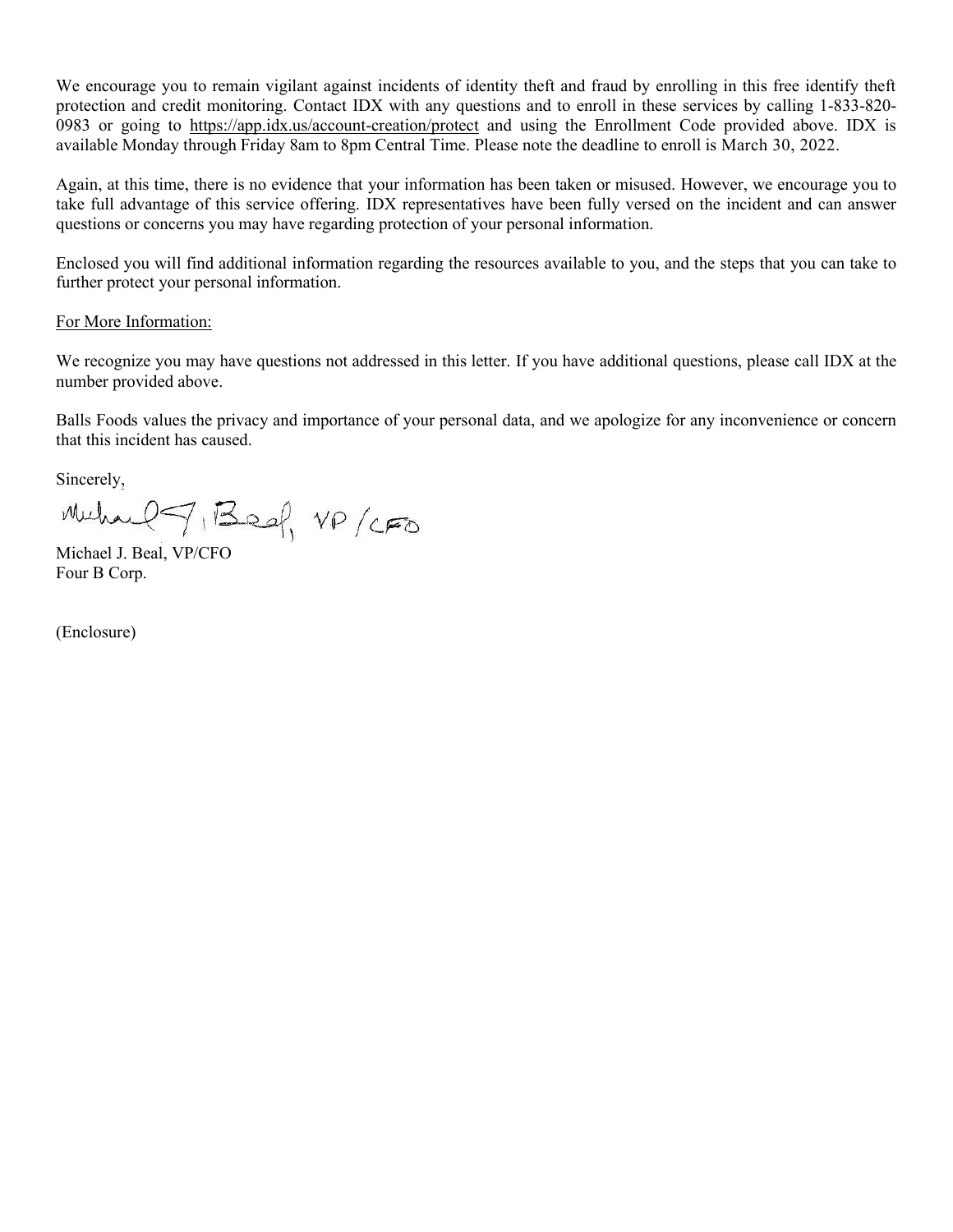We encourage you to remain vigilant against incidents of identity theft and fraud by enrolling in this free identify theft protection and credit monitoring. Contact IDX with any questions and to enroll in these services by calling 1-833-820-0983 or going to https://app.idx.us/account-creation/protect and using the Enrollment Code provided above. IDX is available Monday through Friday 8am to 8pm Central Time. Please note the deadline to enroll is March 30, 2022.

Again, at this time, there is no evidence that your information has been taken or misused. However, we encourage you to take full advantage of this service offering. IDX representatives have been fully versed on the incident and can answer questions or concerns you may have regarding protection of your personal information.

Enclosed you will find additional information regarding the resources available to you, and the steps that you can take to further protect your personal information.

For More Information:

We recognize you may have questions not addressed in this letter. If you have additional questions, please call IDX at the number provided above.

Balls Foods values the privacy and importance of your personal data, and we apologize for any inconvenience or concern that this incident has caused.

Sincerely,

Michael J. Beal, VP/CFO

Michael J. Beal, VP/CFO
Four B Corp.

(Enclosure)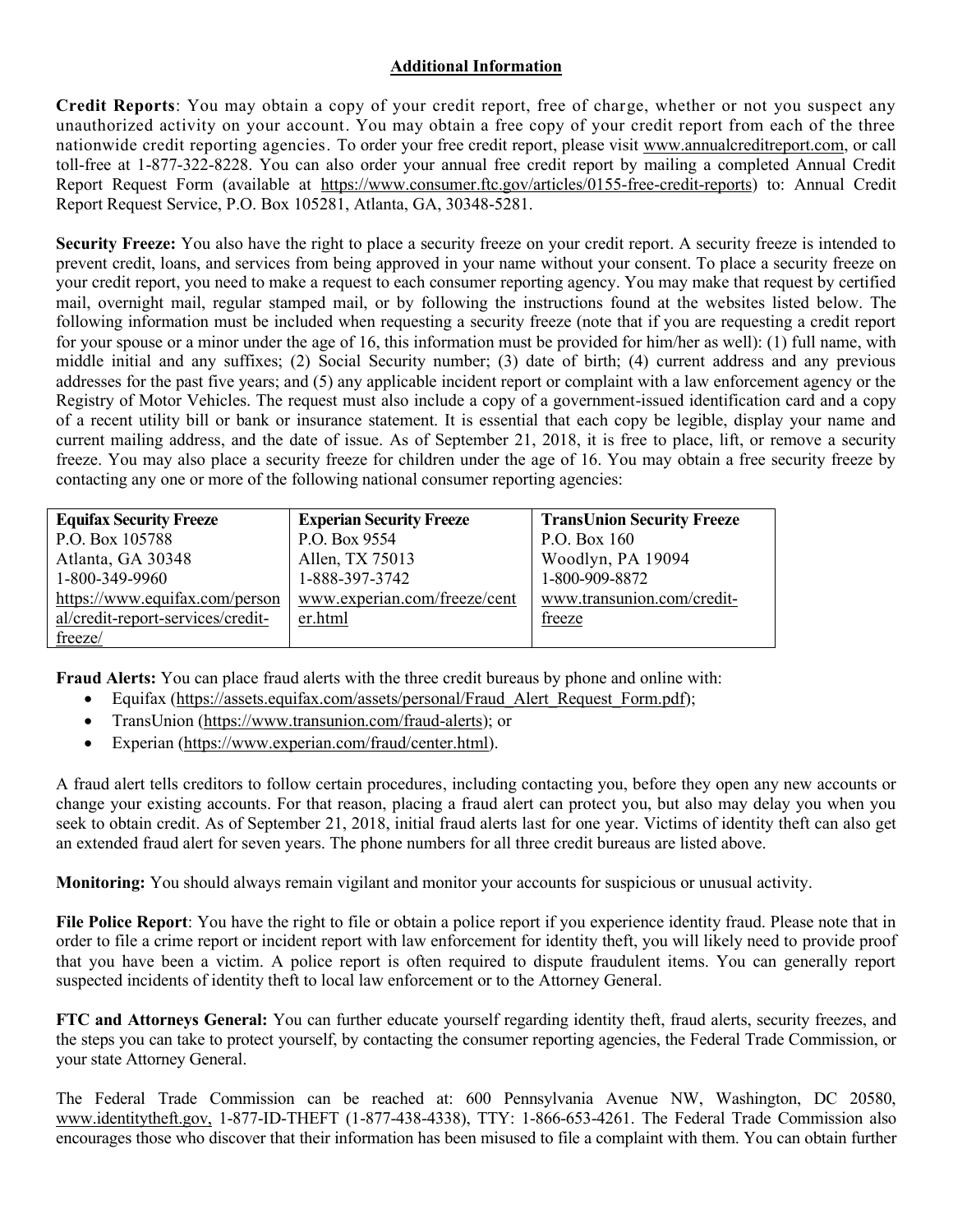## Additional Information

**Credit Reports**: You may obtain a copy of your credit report, free of charge, whether or not you suspect any unauthorized activity on your account. You may obtain a free copy of your credit report from each of the three nationwide credit reporting agencies. To order your free credit report, please visit www.annualcreditreport.com, or call toll-free at 1-877-322-8228. You can also order your annual free credit report by mailing a completed Annual Credit Report Request Form (available at https://www.consumer.ftc.gov/articles/0155-free-credit-reports) to: Annual Credit Report Request Service, P.O. Box 105281, Atlanta, GA, 30348-5281.

**Security Freeze:** You also have the right to place a security freeze on your credit report. A security freeze is intended to prevent credit, loans, and services from being approved in your name without your consent. To place a security freeze on your credit report, you need to make a request to each consumer reporting agency. You may make that request by certified mail, overnight mail, regular stamped mail, or by following the instructions found at the websites listed below. The following information must be included when requesting a security freeze (note that if you are requesting a credit report for your spouse or a minor under the age of 16, this information must be provided for him/her as well): (1) full name, with middle initial and any suffixes; (2) Social Security number; (3) date of birth; (4) current address and any previous addresses for the past five years; and (5) any applicable incident report or complaint with a law enforcement agency or the Registry of Motor Vehicles. The request must also include a copy of a government-issued identification card and a copy of a recent utility bill or bank or insurance statement. It is essential that each copy be legible, display your name and current mailing address, and the date of issue. As of September 21, 2018, it is free to place, lift, or remove a security freeze. You may also place a security freeze for children under the age of 16. You may obtain a free security freeze by contacting any one or more of the following national consumer reporting agencies:

| **Equifax Security Freeze** | **Experian Security Freeze** | **TransUnion Security Freeze** |
|---|---|---|
| P.O. Box 105788 | P.O. Box 9554 | P.O. Box 160 |
| Atlanta, GA 30348 | Allen, TX 75013 | Woodlyn, PA 19094 |
| 1-800-349-9960 | 1-888-397-3742 | 1-800-909-8872 |
| https://www.equifax.com/personal/credit-report-services/credit-freeze/ | www.experian.com/freeze/center.html | www.transunion.com/credit-freeze |

**Fraud Alerts:** You can place fraud alerts with the three credit bureaus by phone and online with:

- Equifax (https://assets.equifax.com/assets/personal/Fraud_Alert_Request_Form.pdf);
- TransUnion (https://www.transunion.com/fraud-alerts); or
- Experian (https://www.experian.com/fraud/center.html).

A fraud alert tells creditors to follow certain procedures, including contacting you, before they open any new accounts or change your existing accounts. For that reason, placing a fraud alert can protect you, but also may delay you when you seek to obtain credit. As of September 21, 2018, initial fraud alerts last for one year. Victims of identity theft can also get an extended fraud alert for seven years. The phone numbers for all three credit bureaus are listed above.

**Monitoring:** You should always remain vigilant and monitor your accounts for suspicious or unusual activity.

**File Police Report**: You have the right to file or obtain a police report if you experience identity fraud. Please note that in order to file a crime report or incident report with law enforcement for identity theft, you will likely need to provide proof that you have been a victim. A police report is often required to dispute fraudulent items. You can generally report suspected incidents of identity theft to local law enforcement or to the Attorney General.

**FTC and Attorneys General:** You can further educate yourself regarding identity theft, fraud alerts, security freezes, and the steps you can take to protect yourself, by contacting the consumer reporting agencies, the Federal Trade Commission, or your state Attorney General.

The Federal Trade Commission can be reached at: 600 Pennsylvania Avenue NW, Washington, DC 20580, www.identitytheft.gov, 1-877-ID-THEFT (1-877-438-4338), TTY: 1-866-653-4261. The Federal Trade Commission also encourages those who discover that their information has been misused to file a complaint with them. You can obtain further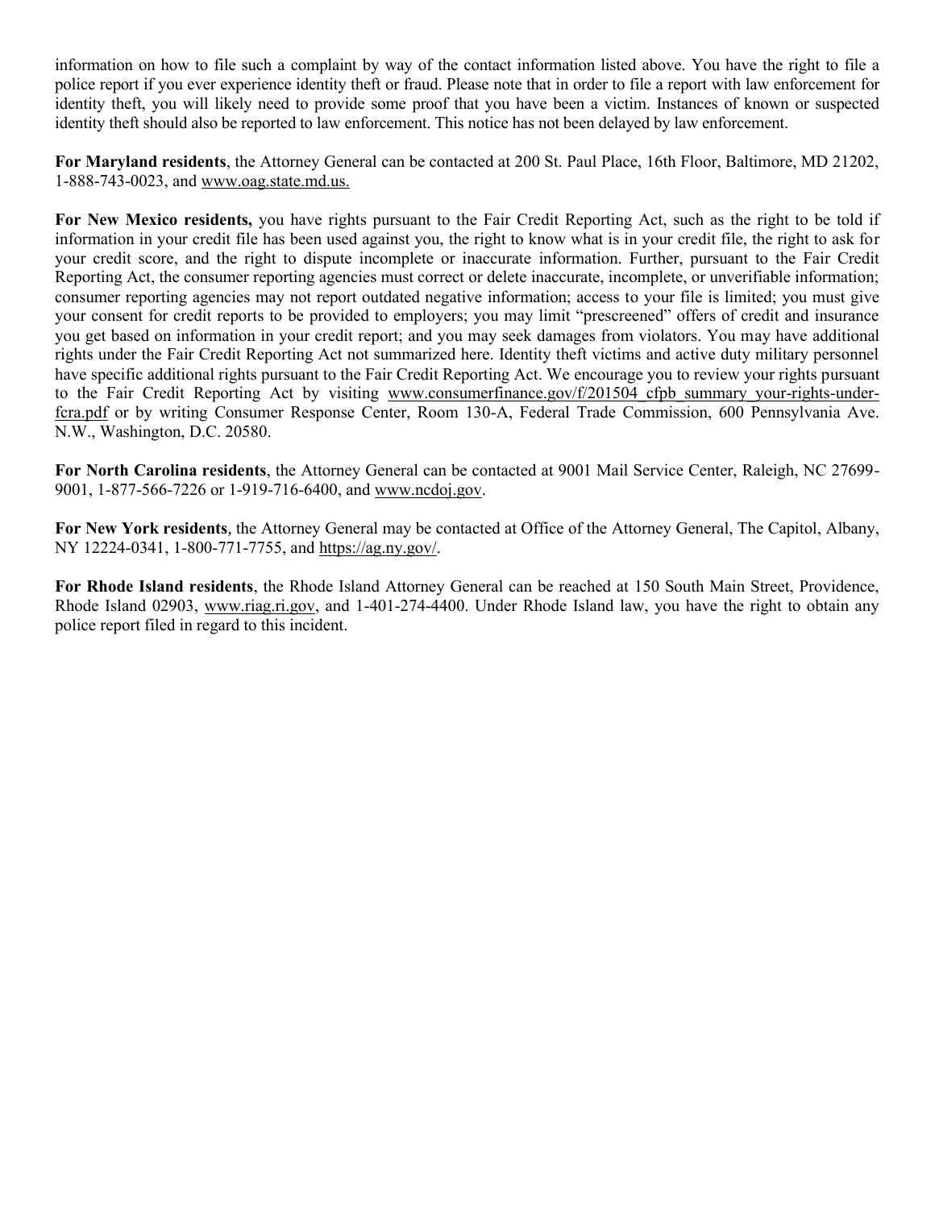information on how to file such a complaint by way of the contact information listed above. You have the right to file a police report if you ever experience identity theft or fraud. Please note that in order to file a report with law enforcement for identity theft, you will likely need to provide some proof that you have been a victim. Instances of known or suspected identity theft should also be reported to law enforcement. This notice has not been delayed by law enforcement.

**For Maryland residents**, the Attorney General can be contacted at 200 St. Paul Place, 16th Floor, Baltimore, MD 21202, 1-888-743-0023, and www.oag.state.md.us.

**For New Mexico residents,** you have rights pursuant to the Fair Credit Reporting Act, such as the right to be told if information in your credit file has been used against you, the right to know what is in your credit file, the right to ask for your credit score, and the right to dispute incomplete or inaccurate information. Further, pursuant to the Fair Credit Reporting Act, the consumer reporting agencies must correct or delete inaccurate, incomplete, or unverifiable information; consumer reporting agencies may not report outdated negative information; access to your file is limited; you must give your consent for credit reports to be provided to employers; you may limit "prescreened" offers of credit and insurance you get based on information in your credit report; and you may seek damages from violators. You may have additional rights under the Fair Credit Reporting Act not summarized here. Identity theft victims and active duty military personnel have specific additional rights pursuant to the Fair Credit Reporting Act. We encourage you to review your rights pursuant to the Fair Credit Reporting Act by visiting www.consumerfinance.gov/f/201504_cfpb_summary_your-rights-under-fcra.pdf or by writing Consumer Response Center, Room 130-A, Federal Trade Commission, 600 Pennsylvania Ave. N.W., Washington, D.C. 20580.

**For North Carolina residents**, the Attorney General can be contacted at 9001 Mail Service Center, Raleigh, NC 27699-9001, 1-877-566-7226 or 1-919-716-6400, and www.ncdoj.gov.

**For New York residents**, the Attorney General may be contacted at Office of the Attorney General, The Capitol, Albany, NY 12224-0341, 1-800-771-7755, and https://ag.ny.gov/.

**For Rhode Island residents**, the Rhode Island Attorney General can be reached at 150 South Main Street, Providence, Rhode Island 02903, www.riag.ri.gov, and 1-401-274-4400. Under Rhode Island law, you have the right to obtain any police report filed in regard to this incident.